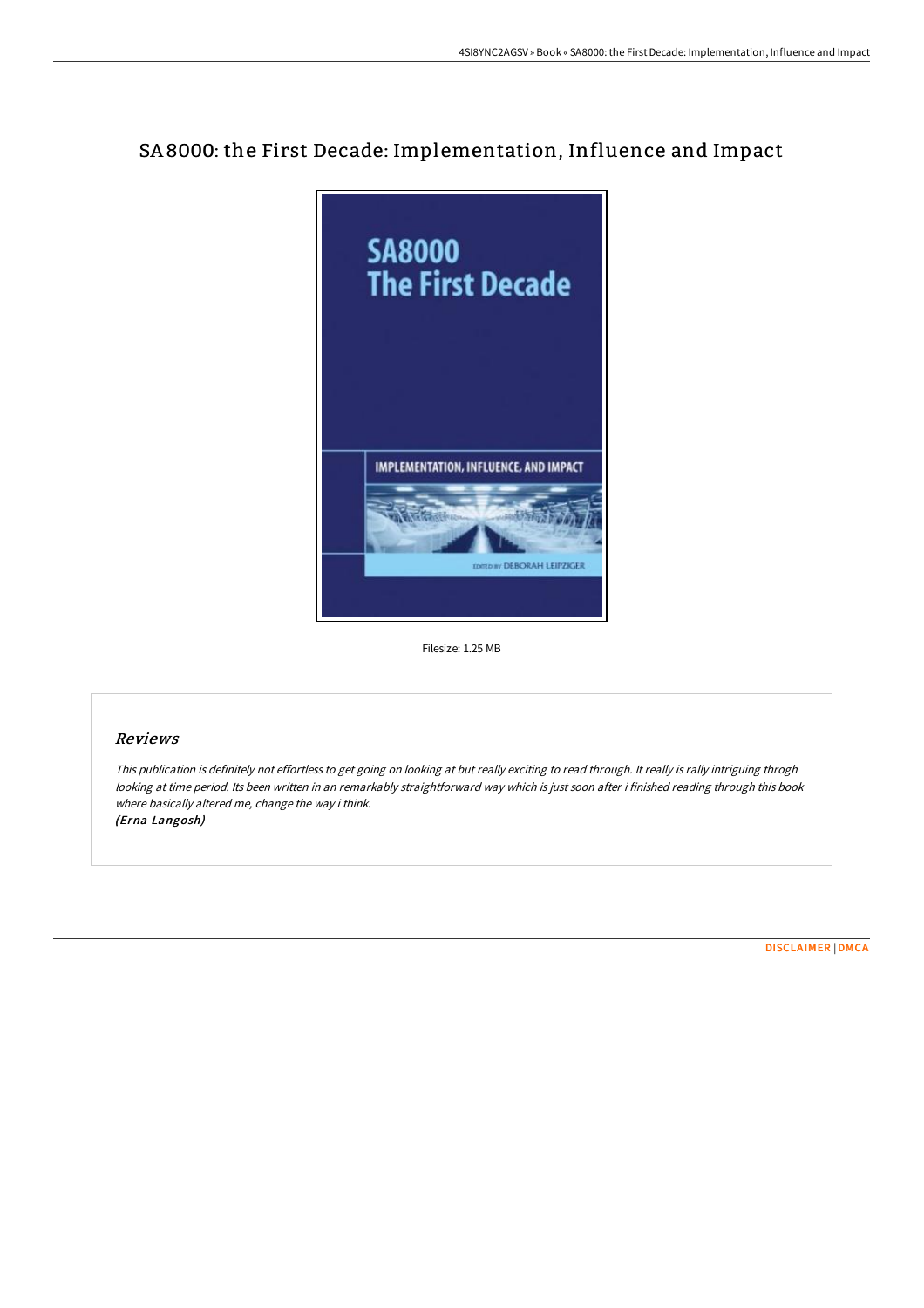# SA8000: the First Decade: Implementation, Influence and Impact

Filesize: 1.25 MB

## Reviews

*This publication is definitely not effortless to get going on looking at but really exciting to read through. It really is rally intriguing throgh looking at time period. Its been written in an remarkably straightforward way which is just soon after i finished reading through this book where basically altered me, change the way i think.*
*(Erna Langosh)*

DISCLAIMER | DMCA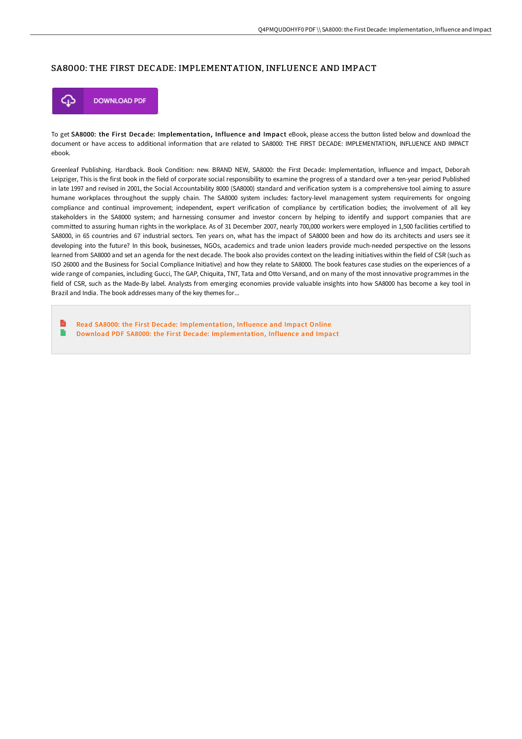## SA8000: THE FIRST DECADE: IMPLEMENTATION, INFLUENCE AND IMPACT

DOWNLOAD PDF

To get **SA8000: the First Decade: Implementation, Influence and Impact** eBook, please access the button listed below and download the document or have access to additional information that are related to SA8000: THE FIRST DECADE: IMPLEMENTATION, INFLUENCE AND IMPACT ebook.

Greenleaf Publishing. Hardback. Book Condition: new. BRAND NEW, SA8000: the First Decade: Implementation, Influence and Impact, Deborah Leipziger, This is the first book in the field of corporate social responsibility to examine the progress of a standard over a ten-year period Published in late 1997 and revised in 2001, the Social Accountability 8000 (SA8000) standard and verification system is a comprehensive tool aiming to assure humane workplaces throughout the supply chain. The SA8000 system includes: factory-level management system requirements for ongoing compliance and continual improvement; independent, expert verification of compliance by certification bodies; the involvement of all key stakeholders in the SA8000 system; and harnessing consumer and investor concern by helping to identify and support companies that are committed to assuring human rights in the workplace. As of 31 December 2007, nearly 700,000 workers were employed in 1,500 facilities certified to SA8000, in 65 countries and 67 industrial sectors. Ten years on, what has the impact of SA8000 been and how do its architects and users see it developing into the future? In this book, businesses, NGOs, academics and trade union leaders provide much-needed perspective on the lessons learned from SA8000 and set an agenda for the next decade. The book also provides context on the leading initiatives within the field of CSR (such as ISO 26000 and the Business for Social Compliance Initiative) and how they relate to SA8000. The book features case studies on the experiences of a wide range of companies, including Gucci, The GAP, Chiquita, TNT, Tata and Otto Versand, and on many of the most innovative programmes in the field of CSR, such as the Made-By label. Analysts from emerging economies provide valuable insights into how SA8000 has become a key tool in Brazil and India. The book addresses many of the key themes for...

- Read SA8000: the First Decade: Implementation, Influence and Impact Online
- Download PDF SA8000: the First Decade: Implementation, Influence and Impact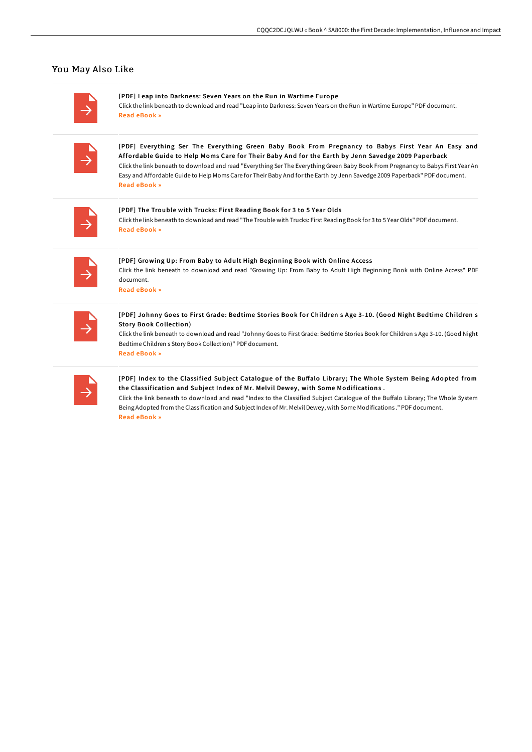## You May Also Like

**[PDF] Leap into Darkness: Seven Years on the Run in Wartime Europe**

Click the link beneath to download and read "Leap into Darkness: Seven Years on the Run in Wartime Europe" PDF document.

Read eBook »

**[PDF] Everything Ser The Everything Green Baby Book From Pregnancy to Babys First Year An Easy and Affordable Guide to Help Moms Care for Their Baby And for the Earth by Jenn Savedge 2009 Paperback**

Click the link beneath to download and read "Everything Ser The Everything Green Baby Book From Pregnancy to Babys First Year An Easy and Affordable Guide to Help Moms Care for Their Baby And for the Earth by Jenn Savedge 2009 Paperback" PDF document.

Read eBook »

**[PDF] The Trouble with Trucks: First Reading Book for 3 to 5 Year Olds**

Click the link beneath to download and read "The Trouble with Trucks: First Reading Book for 3 to 5 Year Olds" PDF document.

Read eBook »

**[PDF] Growing Up: From Baby to Adult High Beginning Book with Online Access**

Click the link beneath to download and read "Growing Up: From Baby to Adult High Beginning Book with Online Access" PDF document.

Read eBook »

**[PDF] Johnny Goes to First Grade: Bedtime Stories Book for Children s Age 3-10. (Good Night Bedtime Children s Story Book Collection)**

Click the link beneath to download and read "Johnny Goes to First Grade: Bedtime Stories Book for Children s Age 3-10. (Good Night Bedtime Children s Story Book Collection)" PDF document.

Read eBook »

**[PDF] Index to the Classified Subject Catalogue of the Buffalo Library; The Whole System Being Adopted from the Classification and Subject Index of Mr. Melvil Dewey, with Some Modifications .**

Click the link beneath to download and read "Index to the Classified Subject Catalogue of the Buffalo Library; The Whole System Being Adopted from the Classification and Subject Index of Mr. Melvil Dewey, with Some Modifications ." PDF document.

Read eBook »